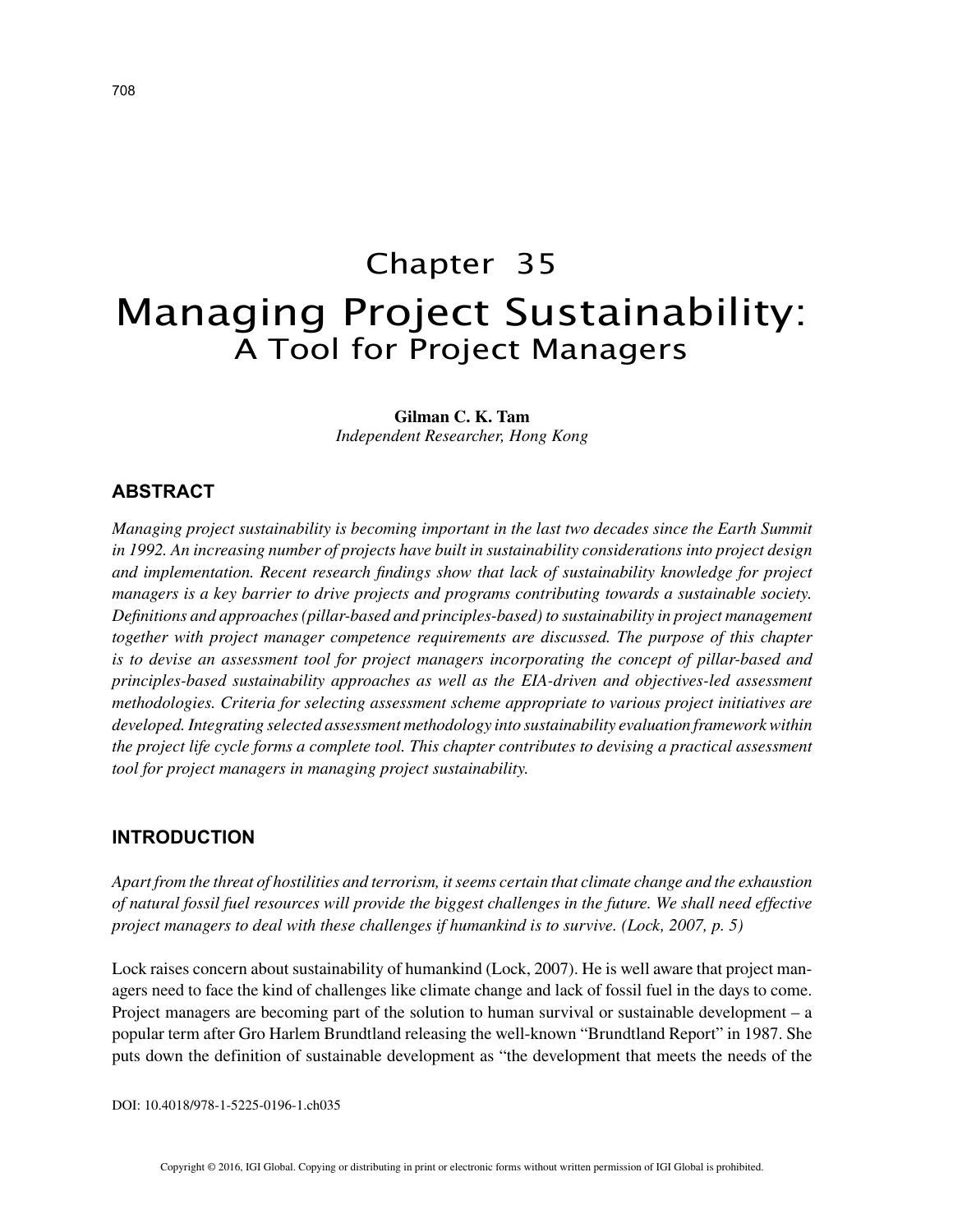# Chapter 35

# Managing Project Sustainability: A Tool for Project Managers

**Gilman C. K. Tam**
*Independent Researcher, Hong Kong*

## ABSTRACT

*Managing project sustainability is becoming important in the last two decades since the Earth Summit in 1992. An increasing number of projects have built in sustainability considerations into project design and implementation. Recent research findings show that lack of sustainability knowledge for project managers is a key barrier to drive projects and programs contributing towards a sustainable society. Definitions and approaches (pillar-based and principles-based) to sustainability in project management together with project manager competence requirements are discussed. The purpose of this chapter is to devise an assessment tool for project managers incorporating the concept of pillar-based and principles-based sustainability approaches as well as the EIA-driven and objectives-led assessment methodologies. Criteria for selecting assessment scheme appropriate to various project initiatives are developed. Integrating selected assessment methodology into sustainability evaluation framework within the project life cycle forms a complete tool. This chapter contributes to devising a practical assessment tool for project managers in managing project sustainability.*

## INTRODUCTION

*Apart from the threat of hostilities and terrorism, it seems certain that climate change and the exhaustion of natural fossil fuel resources will provide the biggest challenges in the future. We shall need effective project managers to deal with these challenges if humankind is to survive. (Lock, 2007, p. 5)*

Lock raises concern about sustainability of humankind (Lock, 2007). He is well aware that project managers need to face the kind of challenges like climate change and lack of fossil fuel in the days to come. Project managers are becoming part of the solution to human survival or sustainable development – a popular term after Gro Harlem Brundtland releasing the well-known "Brundtland Report" in 1987. She puts down the definition of sustainable development as "the development that meets the needs of the

DOI: 10.4018/978-1-5225-0196-1.ch035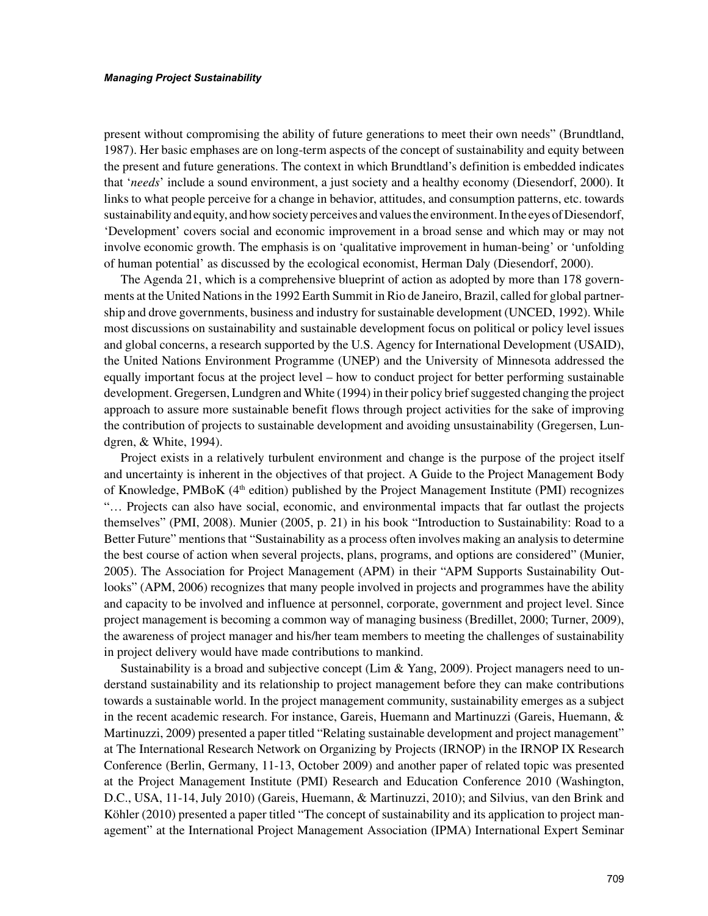present without compromising the ability of future generations to meet their own needs" (Brundtland, 1987). Her basic emphases are on long-term aspects of the concept of sustainability and equity between the present and future generations. The context in which Brundtland's definition is embedded indicates that '*needs*' include a sound environment, a just society and a healthy economy (Diesendorf, 2000). It links to what people perceive for a change in behavior, attitudes, and consumption patterns, etc. towards sustainability and equity, and how society perceives and values the environment. In the eyes of Diesendorf, 'Development' covers social and economic improvement in a broad sense and which may or may not involve economic growth. The emphasis is on 'qualitative improvement in human-being' or 'unfolding of human potential' as discussed by the ecological economist, Herman Daly (Diesendorf, 2000).

The Agenda 21, which is a comprehensive blueprint of action as adopted by more than 178 governments at the United Nations in the 1992 Earth Summit in Rio de Janeiro, Brazil, called for global partnership and drove governments, business and industry for sustainable development (UNCED, 1992). While most discussions on sustainability and sustainable development focus on political or policy level issues and global concerns, a research supported by the U.S. Agency for International Development (USAID), the United Nations Environment Programme (UNEP) and the University of Minnesota addressed the equally important focus at the project level – how to conduct project for better performing sustainable development. Gregersen, Lundgren and White (1994) in their policy brief suggested changing the project approach to assure more sustainable benefit flows through project activities for the sake of improving the contribution of projects to sustainable development and avoiding unsustainability (Gregersen, Lundgren, & White, 1994).

Project exists in a relatively turbulent environment and change is the purpose of the project itself and uncertainty is inherent in the objectives of that project. A Guide to the Project Management Body of Knowledge, PMBoK (4th edition) published by the Project Management Institute (PMI) recognizes "… Projects can also have social, economic, and environmental impacts that far outlast the projects themselves" (PMI, 2008). Munier (2005, p. 21) in his book "Introduction to Sustainability: Road to a Better Future" mentions that "Sustainability as a process often involves making an analysis to determine the best course of action when several projects, plans, programs, and options are considered" (Munier, 2005). The Association for Project Management (APM) in their "APM Supports Sustainability Outlooks" (APM, 2006) recognizes that many people involved in projects and programmes have the ability and capacity to be involved and influence at personnel, corporate, government and project level. Since project management is becoming a common way of managing business (Bredillet, 2000; Turner, 2009), the awareness of project manager and his/her team members to meeting the challenges of sustainability in project delivery would have made contributions to mankind.

Sustainability is a broad and subjective concept (Lim & Yang, 2009). Project managers need to understand sustainability and its relationship to project management before they can make contributions towards a sustainable world. In the project management community, sustainability emerges as a subject in the recent academic research. For instance, Gareis, Huemann and Martinuzzi (Gareis, Huemann, & Martinuzzi, 2009) presented a paper titled "Relating sustainable development and project management" at The International Research Network on Organizing by Projects (IRNOP) in the IRNOP IX Research Conference (Berlin, Germany, 11-13, October 2009) and another paper of related topic was presented at the Project Management Institute (PMI) Research and Education Conference 2010 (Washington, D.C., USA, 11-14, July 2010) (Gareis, Huemann, & Martinuzzi, 2010); and Silvius, van den Brink and Köhler (2010) presented a paper titled "The concept of sustainability and its application to project management" at the International Project Management Association (IPMA) International Expert Seminar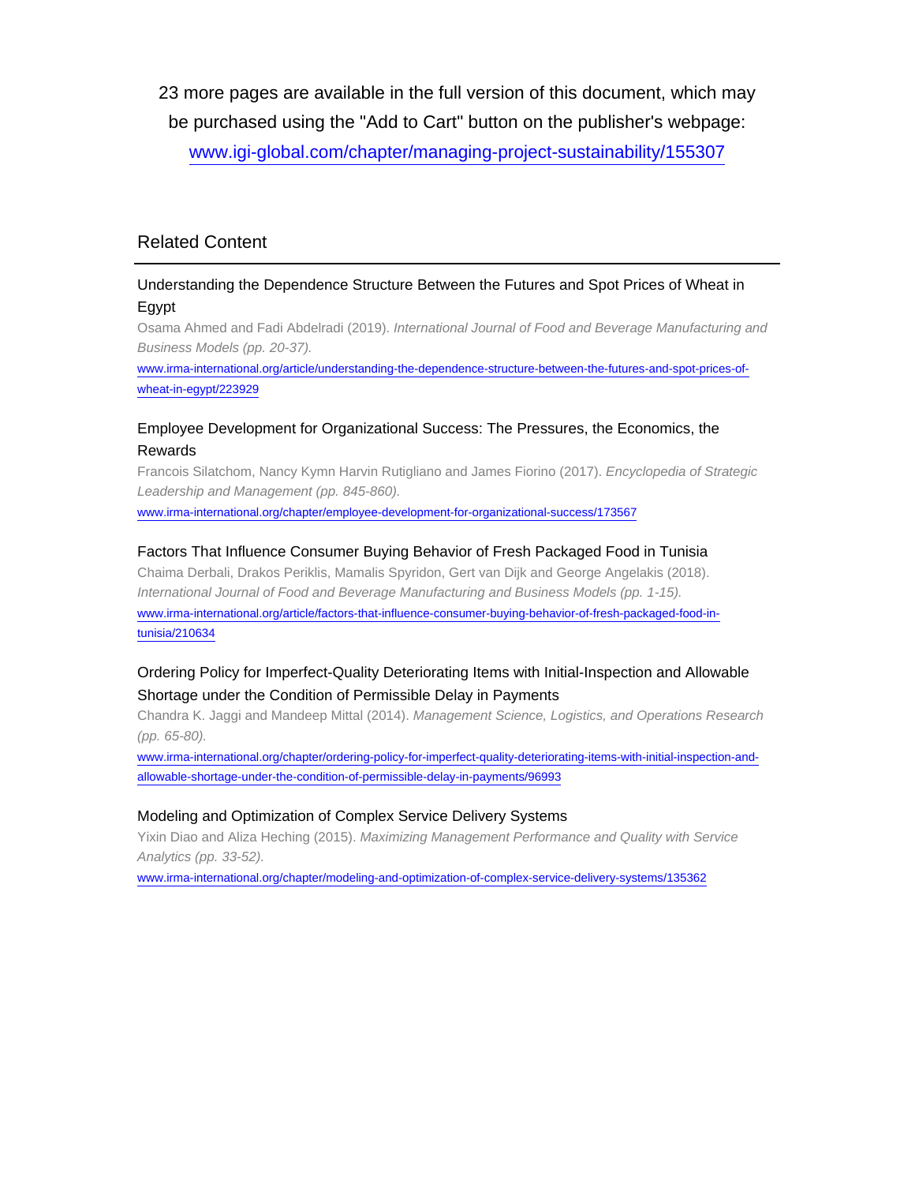23 more pages are available in the full version of this document, which may be purchased using the "Add to Cart" button on the publisher's webpage: [www.igi-global.com/chapter/managing-project-sustainability/155307](www.igi-global.com/chapter/managing-project-sustainability/155307)

## Related Content

**Understanding the Dependence Structure Between the Futures and Spot Prices of Wheat in Egypt**

Osama Ahmed and Fadi Abdelradi (2019). *International Journal of Food and Beverage Manufacturing and Business Models (pp. 20-37).*

[www.irma-international.org/article/understanding-the-dependence-structure-between-the-futures-and-spot-prices-of-wheat-in-egypt/223929](www.irma-international.org/article/understanding-the-dependence-structure-between-the-futures-and-spot-prices-of-wheat-in-egypt/223929)

**Employee Development for Organizational Success: The Pressures, the Economics, the Rewards**

Francois Silatchom, Nancy Kymn Harvin Rutigliano and James Fiorino (2017). *Encyclopedia of Strategic Leadership and Management (pp. 845-860).*

[www.irma-international.org/chapter/employee-development-for-organizational-success/173567](www.irma-international.org/chapter/employee-development-for-organizational-success/173567)

**Factors That Influence Consumer Buying Behavior of Fresh Packaged Food in Tunisia**

Chaima Derbali, Drakos Periklis, Mamalis Spyridon, Gert van Dijk and George Angelakis (2018). *International Journal of Food and Beverage Manufacturing and Business Models (pp. 1-15).*

[www.irma-international.org/article/factors-that-influence-consumer-buying-behavior-of-fresh-packaged-food-in-tunisia/210634](www.irma-international.org/article/factors-that-influence-consumer-buying-behavior-of-fresh-packaged-food-in-tunisia/210634)

**Ordering Policy for Imperfect-Quality Deteriorating Items with Initial-Inspection and Allowable Shortage under the Condition of Permissible Delay in Payments**

Chandra K. Jaggi and Mandeep Mittal (2014). *Management Science, Logistics, and Operations Research (pp. 65-80).*

[www.irma-international.org/chapter/ordering-policy-for-imperfect-quality-deteriorating-items-with-initial-inspection-and-allowable-shortage-under-the-condition-of-permissible-delay-in-payments/96993](www.irma-international.org/chapter/ordering-policy-for-imperfect-quality-deteriorating-items-with-initial-inspection-and-allowable-shortage-under-the-condition-of-permissible-delay-in-payments/96993)

**Modeling and Optimization of Complex Service Delivery Systems**

Yixin Diao and Aliza Heching (2015). *Maximizing Management Performance and Quality with Service Analytics (pp. 33-52).*

[www.irma-international.org/chapter/modeling-and-optimization-of-complex-service-delivery-systems/135362](www.irma-international.org/chapter/modeling-and-optimization-of-complex-service-delivery-systems/135362)